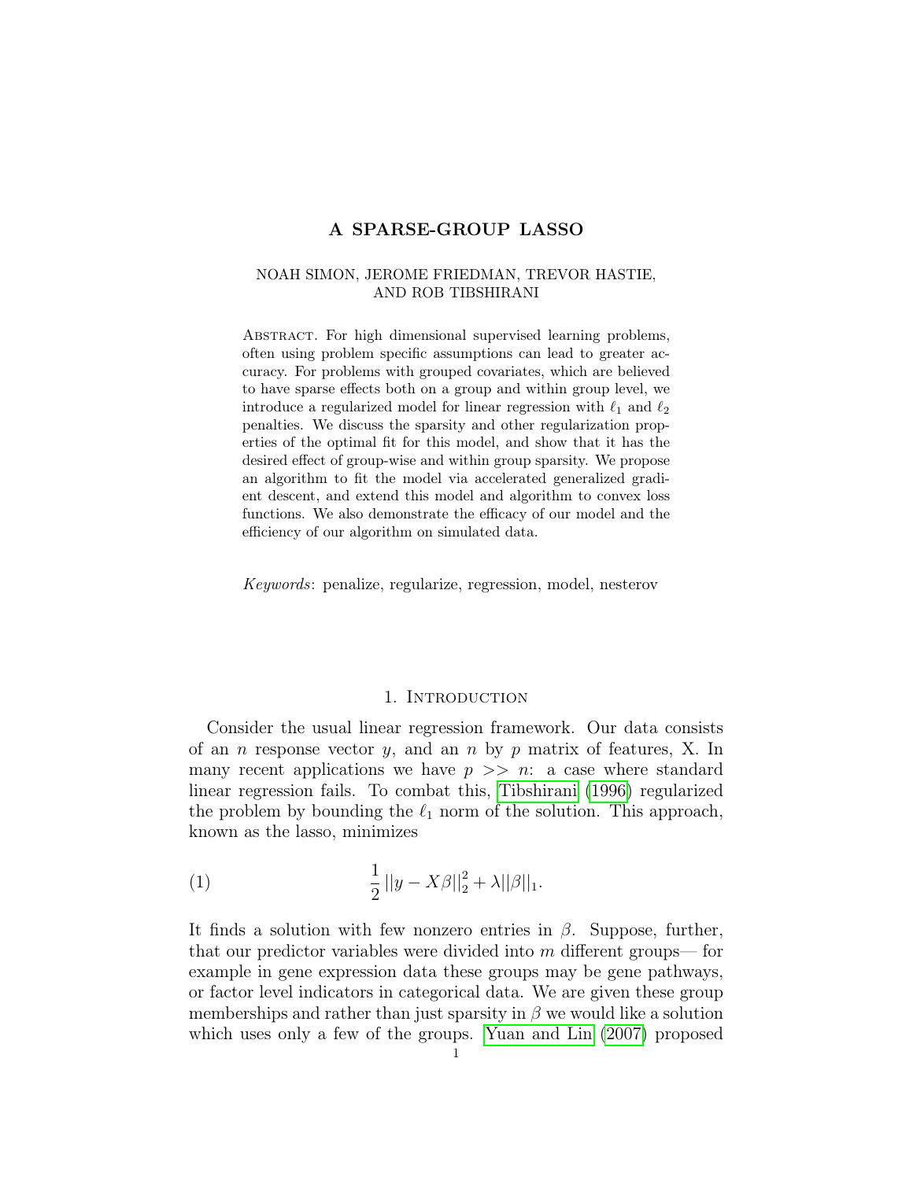# A SPARSE-GROUP LASSO

NOAH SIMON, JEROME FRIEDMAN, TREVOR HASTIE, AND ROB TIBSHIRANI

ABSTRACT. For high dimensional supervised learning problems, often using problem specific assumptions can lead to greater accuracy. For problems with grouped covariates, which are believed to have sparse effects both on a group and within group level, we introduce a regularized model for linear regression with $\ell_1$ and $\ell_2$ penalties. We discuss the sparsity and other regularization properties of the optimal fit for this model, and show that it has the desired effect of group-wise and within group sparsity. We propose an algorithm to fit the model via accelerated generalized gradient descent, and extend this model and algorithm to convex loss functions. We also demonstrate the efficacy of our model and the efficiency of our algorithm on simulated data.

*Keywords*: penalize, regularize, regression, model, nesterov

## 1. Introduction

Consider the usual linear regression framework. Our data consists of an $n$ response vector $y$, and an $n$ by $p$ matrix of features, X. In many recent applications we have $p >> n$: a case where standard linear regression fails. To combat this, Tibshirani (1996) regularized the problem by bounding the $\ell_1$ norm of the solution. This approach, known as the lasso, minimizes

$$\frac{1}{2}\,||y - X\beta||_2^2 + \lambda||\beta||_1. \tag{1}$$

It finds a solution with few nonzero entries in $\beta$. Suppose, further, that our predictor variables were divided into $m$ different groups— for example in gene expression data these groups may be gene pathways, or factor level indicators in categorical data. We are given these group memberships and rather than just sparsity in $\beta$ we would like a solution which uses only a few of the groups. Yuan and Lin (2007) proposed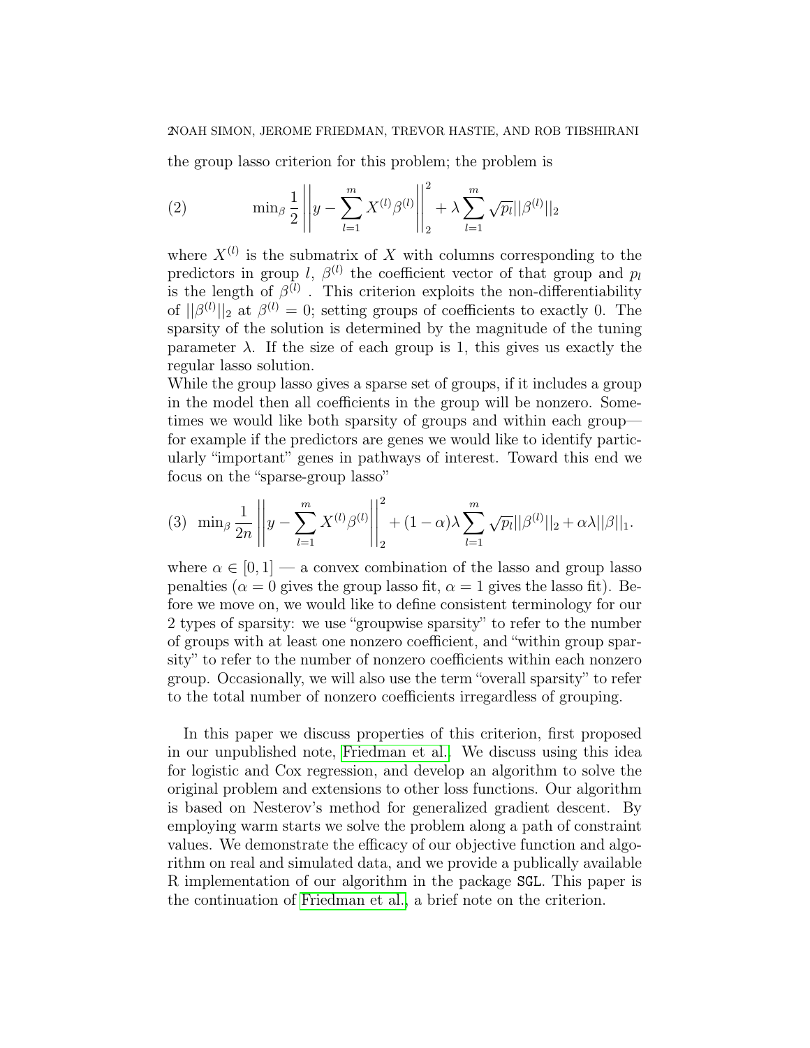the group lasso criterion for this problem; the problem is

$$\min_\beta \frac{1}{2}\left|\left|y - \sum_{l=1}^{m} X^{(l)}\beta^{(l)}\right|\right|_2^2 + \lambda \sum_{l=1}^{m} \sqrt{p_l}||\beta^{(l)}||_2 \tag{2}$$

where $X^{(l)}$ is the submatrix of $X$ with columns corresponding to the predictors in group $l$, $\beta^{(l)}$ the coefficient vector of that group and $p_l$ is the length of $\beta^{(l)}$. This criterion exploits the non-differentiability of $||\beta^{(l)}||_2$ at $\beta^{(l)} = 0$; setting groups of coefficients to exactly 0. The sparsity of the solution is determined by the magnitude of the tuning parameter $\lambda$. If the size of each group is 1, this gives us exactly the regular lasso solution.

While the group lasso gives a sparse set of groups, if it includes a group in the model then all coefficients in the group will be nonzero. Sometimes we would like both sparsity of groups and within each group— for example if the predictors are genes we would like to identify particularly "important" genes in pathways of interest. Toward this end we focus on the "sparse-group lasso"

$$\min_\beta \frac{1}{2n}\left|\left|y - \sum_{l=1}^{m} X^{(l)}\beta^{(l)}\right|\right|_2^2 + (1-\alpha)\lambda \sum_{l=1}^{m} \sqrt{p_l}||\beta^{(l)}||_2 + \alpha\lambda||\beta||_1. \tag{3}$$

where $\alpha \in [0, 1]$ — a convex combination of the lasso and group lasso penalties ($\alpha = 0$ gives the group lasso fit, $\alpha = 1$ gives the lasso fit). Before we move on, we would like to define consistent terminology for our 2 types of sparsity: we use "groupwise sparsity" to refer to the number of groups with at least one nonzero coefficient, and "within group sparsity" to refer to the number of nonzero coefficients within each nonzero group. Occasionally, we will also use the term "overall sparsity" to refer to the total number of nonzero coefficients irregardless of grouping.

In this paper we discuss properties of this criterion, first proposed in our unpublished note, Friedman et al.. We discuss using this idea for logistic and Cox regression, and develop an algorithm to solve the original problem and extensions to other loss functions. Our algorithm is based on Nesterov's method for generalized gradient descent. By employing warm starts we solve the problem along a path of constraint values. We demonstrate the efficacy of our objective function and algorithm on real and simulated data, and we provide a publically available R implementation of our algorithm in the package SGL. This paper is the continuation of Friedman et al., a brief note on the criterion.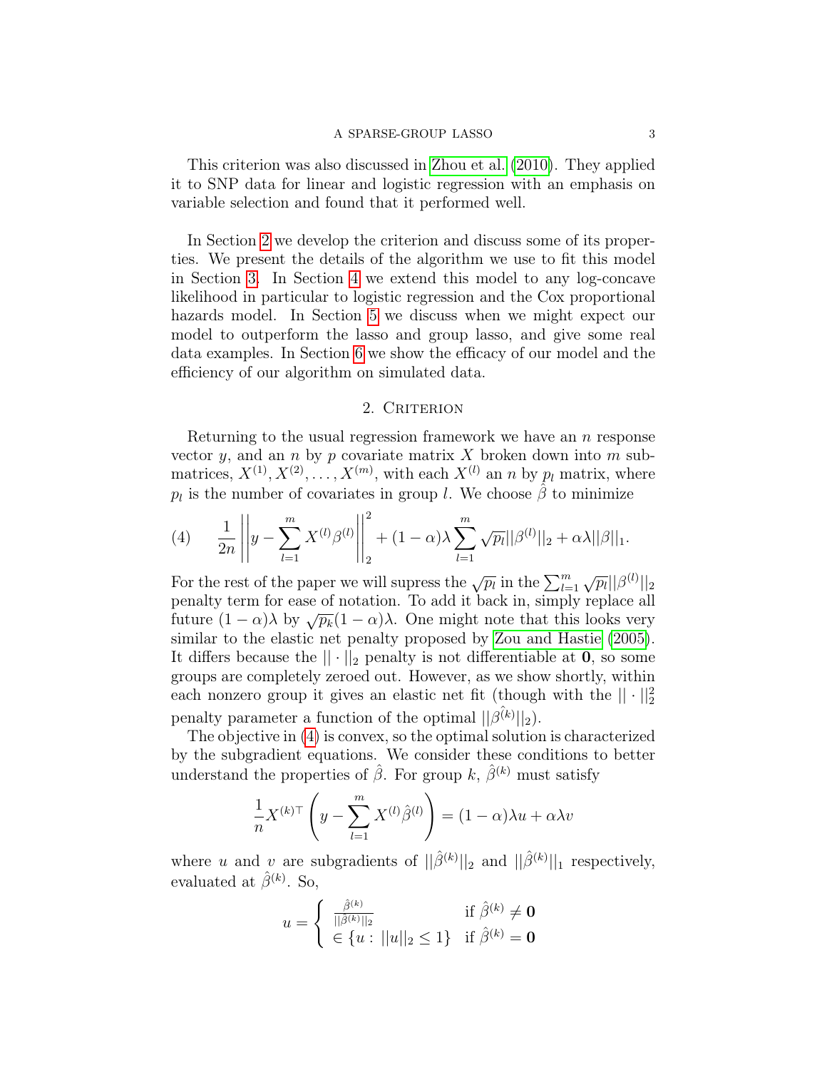This criterion was also discussed in Zhou et al. (2010). They applied it to SNP data for linear and logistic regression with an emphasis on variable selection and found that it performed well.

In Section 2 we develop the criterion and discuss some of its properties. We present the details of the algorithm we use to fit this model in Section 3. In Section 4 we extend this model to any log-concave likelihood in particular to logistic regression and the Cox proportional hazards model. In Section 5 we discuss when we might expect our model to outperform the lasso and group lasso, and give some real data examples. In Section 6 we show the efficacy of our model and the efficiency of our algorithm on simulated data.

## 2. Criterion

Returning to the usual regression framework we have an $n$ response vector $y$, and an $n$ by $p$ covariate matrix $X$ broken down into $m$ submatrices, $X^{(1)}, X^{(2)}, \ldots, X^{(m)}$, with each $X^{(l)}$ an $n$ by $p_l$ matrix, where $p_l$ is the number of covariates in group $l$. We choose $\hat{\beta}$ to minimize

$$
(4) \qquad \frac{1}{2n}\left|\left|y - \sum_{l=1}^{m} X^{(l)}\beta^{(l)}\right|\right|_2^2 + (1-\alpha)\lambda\sum_{l=1}^{m}\sqrt{p_l}||\beta^{(l)}||_2 + \alpha\lambda||\beta||_1.
$$

For the rest of the paper we will supress the $\sqrt{p_l}$ in the $\sum_{l=1}^{m}\sqrt{p_l}||\beta^{(l)}||_2$ penalty term for ease of notation. To add it back in, simply replace all future $(1-\alpha)\lambda$ by $\sqrt{p_k}(1-\alpha)\lambda$. One might note that this looks very similar to the elastic net penalty proposed by Zou and Hastie (2005). It differs because the $||\cdot||_2$ penalty is not differentiable at $\mathbf{0}$, so some groups are completely zeroed out. However, as we show shortly, within each nonzero group it gives an elastic net fit (though with the $||\cdot||_2^2$ penalty parameter a function of the optimal $||\hat{\beta^{(k)}}||_2$).

The objective in (4) is convex, so the optimal solution is characterized by the subgradient equations. We consider these conditions to better understand the properties of $\hat{\beta}$. For group $k$, $\hat{\beta}^{(k)}$ must satisfy

$$
\frac{1}{n}X^{(k)\top}\left(y - \sum_{l=1}^{m} X^{(l)}\hat{\beta}^{(l)}\right) = (1-\alpha)\lambda u + \alpha\lambda v
$$

where $u$ and $v$ are subgradients of $||\hat{\beta}^{(k)}||_2$ and $||\hat{\beta}^{(k)}||_1$ respectively, evaluated at $\hat{\beta}^{(k)}$. So,

$$
u = \begin{cases} \frac{\hat{\beta}^{(k)}}{||\hat{\beta}^{(k)}||_2} & \text{if } \hat{\beta}^{(k)} \neq \mathbf{0} \\ \in \{u : ||u||_2 \leq 1\} & \text{if } \hat{\beta}^{(k)} = \mathbf{0} \end{cases}
$$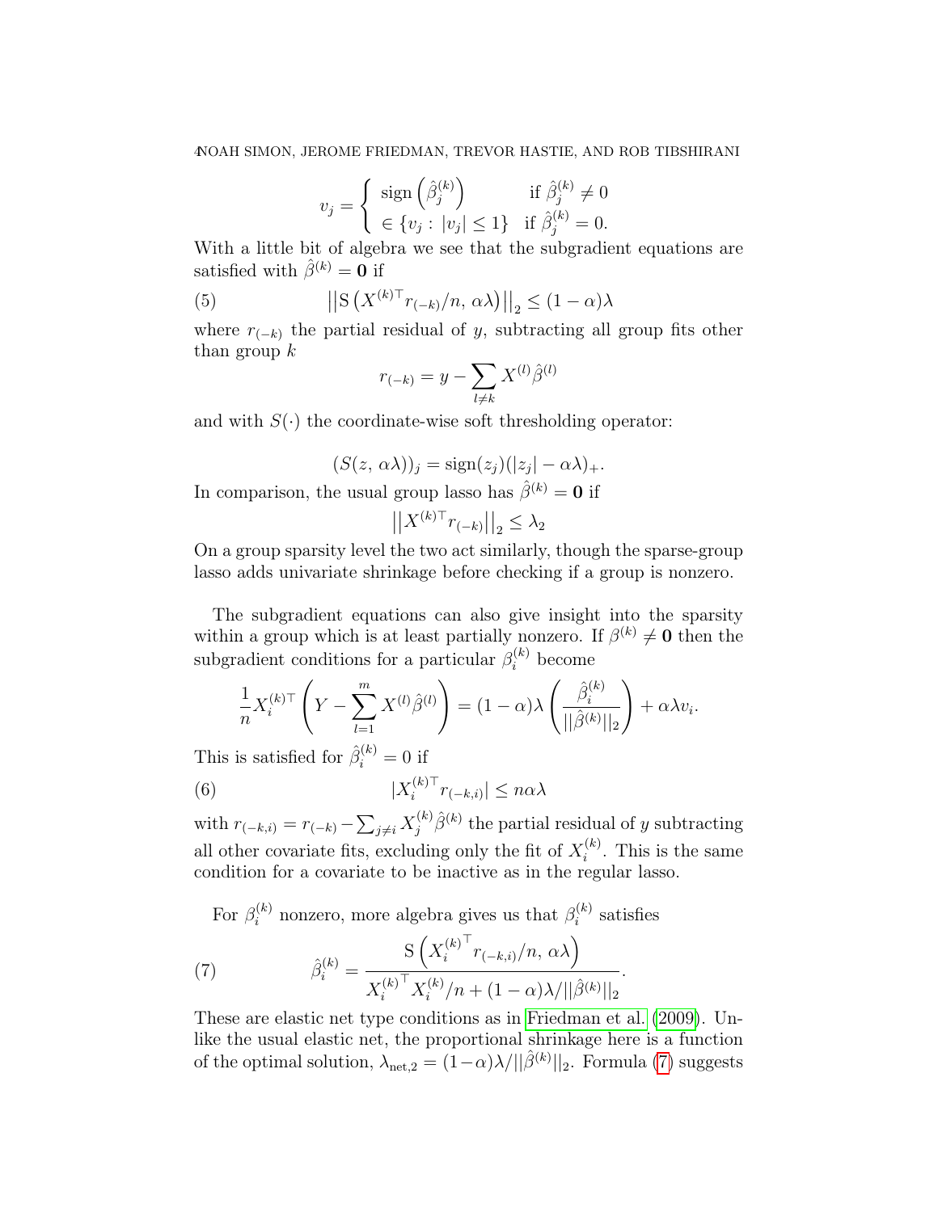$$v_j = \begin{cases} \text{sign}\left(\hat{\beta}_j^{(k)}\right) & \text{if } \hat{\beta}_j^{(k)} \neq 0 \\ \in \{v_j : |v_j| \leq 1\} & \text{if } \hat{\beta}_j^{(k)} = 0. \end{cases}$$

With a little bit of algebra we see that the subgradient equations are satisfied with $\hat{\beta}^{(k)} = \mathbf{0}$ if

$$\left|\left|\text{S}\left(X^{(k)\top} r_{(-k)}/n,\, \alpha\lambda\right)\right|\right|_2 \leq (1-\alpha)\lambda \tag{5}$$

where $r_{(-k)}$ the partial residual of $y$, subtracting all group fits other than group $k$

$$r_{(-k)} = y - \sum_{l \neq k} X^{(l)} \hat{\beta}^{(l)}$$

and with $S(\cdot)$ the coordinate-wise soft thresholding operator:

$$(S(z,\, \alpha\lambda))_j = \text{sign}(z_j)(|z_j| - \alpha\lambda)_+.$$

In comparison, the usual group lasso has $\hat{\beta}^{(k)} = \mathbf{0}$ if

$$\left|\left|X^{(k)\top} r_{(-k)}\right|\right|_2 \leq \lambda_2$$

On a group sparsity level the two act similarly, though the sparse-group lasso adds univariate shrinkage before checking if a group is nonzero.

The subgradient equations can also give insight into the sparsity within a group which is at least partially nonzero. If $\beta^{(k)} \neq \mathbf{0}$ then the subgradient conditions for a particular $\beta_i^{(k)}$ become

$$\frac{1}{n} X_i^{(k)\top} \left( Y - \sum_{l=1}^{m} X^{(l)} \hat{\beta}^{(l)} \right) = (1-\alpha)\lambda \left( \frac{\hat{\beta}_i^{(k)}}{||\hat{\beta}^{(k)}||_2} \right) + \alpha\lambda v_i.$$

This is satisfied for $\hat{\beta}_i^{(k)} = 0$ if

$$|X_i^{(k)\top} r_{(-k,i)}| \leq n\alpha\lambda \tag{6}$$

with $r_{(-k,i)} = r_{(-k)} - \sum_{j \neq i} X_j^{(k)} \hat{\beta}^{(k)}$ the partial residual of $y$ subtracting all other covariate fits, excluding only the fit of $X_i^{(k)}$. This is the same condition for a covariate to be inactive as in the regular lasso.

For $\beta_i^{(k)}$ nonzero, more algebra gives us that $\beta_i^{(k)}$ satisfies

$$\hat{\beta}_i^{(k)} = \frac{\text{S}\left({X_i^{(k)}}^\top r_{(-k,i)}/n,\, \alpha\lambda\right)}{{X_i^{(k)}}^\top X_i^{(k)}/n + (1-\alpha)\lambda/||\hat{\beta}^{(k)}||_2}. \tag{7}$$

These are elastic net type conditions as in Friedman et al. (2009). Unlike the usual elastic net, the proportional shrinkage here is a function of the optimal solution, $\lambda_{\text{net},2} = (1-\alpha)\lambda/||\hat{\beta}^{(k)}||_2$. Formula (7) suggests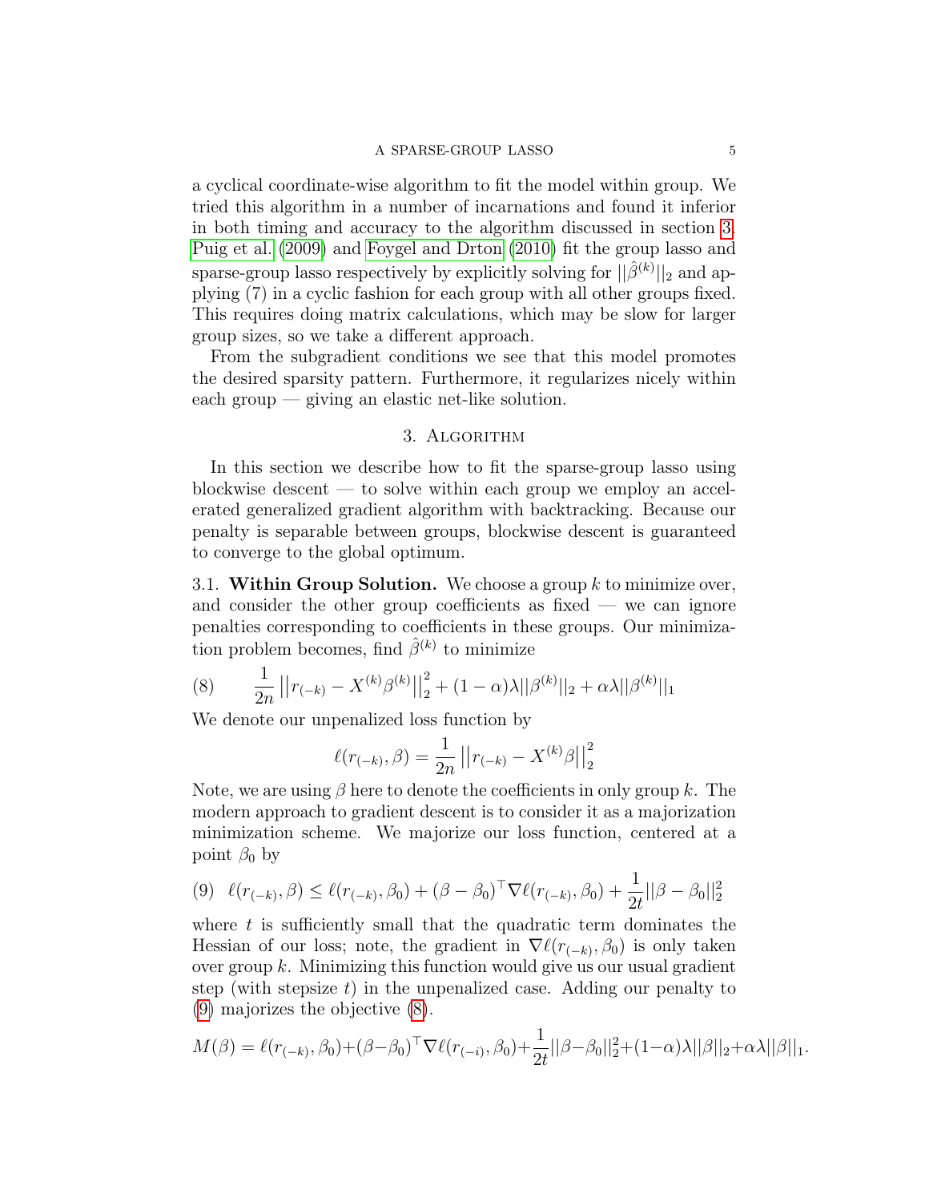a cyclical coordinate-wise algorithm to fit the model within group. We tried this algorithm in a number of incarnations and found it inferior in both timing and accuracy to the algorithm discussed in section 3. Puig et al. (2009) and Foygel and Drton (2010) fit the group lasso and sparse-group lasso respectively by explicitly solving for $||\hat{\beta}^{(k)}||_2$ and applying (7) in a cyclic fashion for each group with all other groups fixed. This requires doing matrix calculations, which may be slow for larger group sizes, so we take a different approach.

From the subgradient conditions we see that this model promotes the desired sparsity pattern. Furthermore, it regularizes nicely within each group — giving an elastic net-like solution.

## 3. Algorithm

In this section we describe how to fit the sparse-group lasso using blockwise descent — to solve within each group we employ an accelerated generalized gradient algorithm with backtracking. Because our penalty is separable between groups, blockwise descent is guaranteed to converge to the global optimum.

### 3.1. Within Group Solution.

We choose a group $k$ to minimize over, and consider the other group coefficients as fixed — we can ignore penalties corresponding to coefficients in these groups. Our minimization problem becomes, find $\hat{\beta}^{(k)}$ to minimize

$$\frac{1}{2n}\left|\left|r_{(-k)} - X^{(k)}\beta^{(k)}\right|\right|_2^2 + (1-\alpha)\lambda||\beta^{(k)}||_2 + \alpha\lambda||\beta^{(k)}||_1 \tag{8}$$

We denote our unpenalized loss function by

$$\ell(r_{(-k)}, \beta) = \frac{1}{2n}\left|\left|r_{(-k)} - X^{(k)}\beta\right|\right|_2^2$$

Note, we are using $\beta$ here to denote the coefficients in only group $k$. The modern approach to gradient descent is to consider it as a majorization minimization scheme. We majorize our loss function, centered at a point $\beta_0$ by

$$\ell(r_{(-k)}, \beta) \leq \ell(r_{(-k)}, \beta_0) + (\beta - \beta_0)^\top \nabla\ell(r_{(-k)}, \beta_0) + \frac{1}{2t}||\beta - \beta_0||_2^2 \tag{9}$$

where $t$ is sufficiently small that the quadratic term dominates the Hessian of our loss; note, the gradient in $\nabla\ell(r_{(-k)}, \beta_0)$ is only taken over group $k$. Minimizing this function would give us our usual gradient step (with stepsize $t$) in the unpenalized case. Adding our penalty to (9) majorizes the objective (8).

$$M(\beta) = \ell(r_{(-k)}, \beta_0) + (\beta - \beta_0)^\top \nabla\ell(r_{(-i)}, \beta_0) + \frac{1}{2t}||\beta - \beta_0||_2^2 + (1-\alpha)\lambda||\beta||_2 + \alpha\lambda||\beta||_1.$$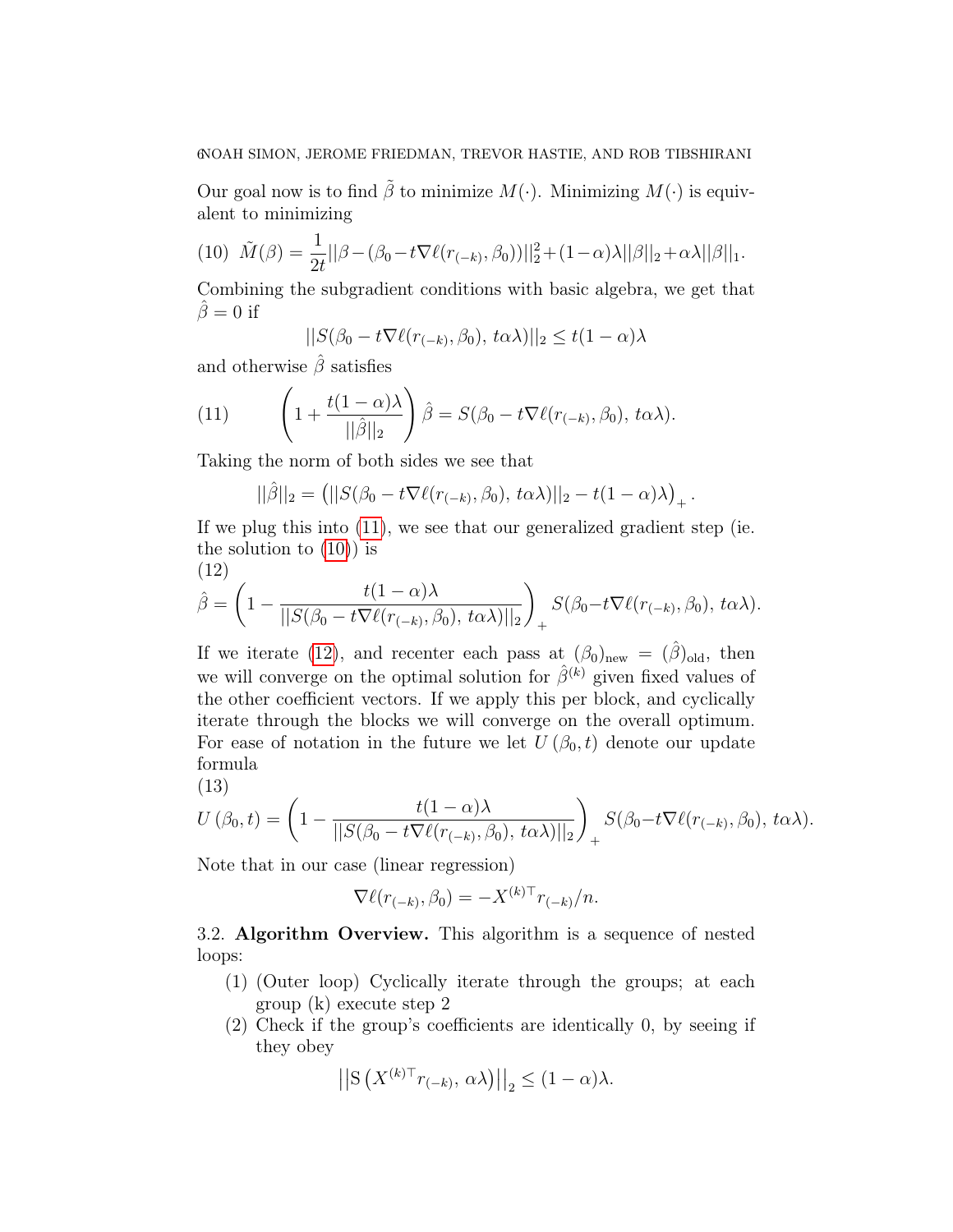Our goal now is to find $\tilde{\beta}$ to minimize $M(\cdot)$. Minimizing $M(\cdot)$ is equivalent to minimizing

$$\tilde{M}(\beta) = \frac{1}{2t}||\beta - (\beta_0 - t\nabla\ell(r_{(-k)}, \beta_0))||_2^2 + (1-\alpha)\lambda||\beta||_2 + \alpha\lambda||\beta||_1. \tag{10}$$

Combining the subgradient conditions with basic algebra, we get that $\hat{\beta} = 0$ if

$$||S(\beta_0 - t\nabla\ell(r_{(-k)}, \beta_0),\, t\alpha\lambda)||_2 \leq t(1-\alpha)\lambda$$

and otherwise $\hat{\beta}$ satisfies

$$\left(1 + \frac{t(1-\alpha)\lambda}{||\hat{\beta}||_2}\right)\hat{\beta} = S(\beta_0 - t\nabla\ell(r_{(-k)}, \beta_0),\, t\alpha\lambda). \tag{11}$$

Taking the norm of both sides we see that

$$||\hat{\beta}||_2 = \left(||S(\beta_0 - t\nabla\ell(r_{(-k)}, \beta_0),\, t\alpha\lambda)||_2 - t(1-\alpha)\lambda\right)_+.$$

If we plug this into (11), we see that our generalized gradient step (ie. the solution to (10)) is

$$\hat{\beta} = \left(1 - \frac{t(1-\alpha)\lambda}{||S(\beta_0 - t\nabla\ell(r_{(-k)}, \beta_0),\, t\alpha\lambda)||_2}\right)_+ S(\beta_0 - t\nabla\ell(r_{(-k)}, \beta_0),\, t\alpha\lambda). \tag{12}$$

If we iterate (12), and recenter each pass at $(\beta_0)_{\text{new}} = (\hat{\beta})_{\text{old}}$, then we will converge on the optimal solution for $\hat{\beta}^{(k)}$ given fixed values of the other coefficient vectors. If we apply this per block, and cyclically iterate through the blocks we will converge on the overall optimum. For ease of notation in the future we let $U(\beta_0, t)$ denote our update formula

$$U(\beta_0, t) = \left(1 - \frac{t(1-\alpha)\lambda}{||S(\beta_0 - t\nabla\ell(r_{(-k)}, \beta_0),\, t\alpha\lambda)||_2}\right)_+ S(\beta_0 - t\nabla\ell(r_{(-k)}, \beta_0),\, t\alpha\lambda). \tag{13}$$

Note that in our case (linear regression)

$$\nabla\ell(r_{(-k)}, \beta_0) = -X^{(k)\top}r_{(-k)}/n.$$

3.2. **Algorithm Overview.** This algorithm is a sequence of nested loops:

1. (Outer loop) Cyclically iterate through the groups; at each group (k) execute step 2
2. Check if the group's coefficients are identically 0, by seeing if they obey

$$\left|\left|\mathrm{S}\left(X^{(k)\top}r_{(-k)},\, \alpha\lambda\right)\right|\right|_2 \leq (1-\alpha)\lambda.$$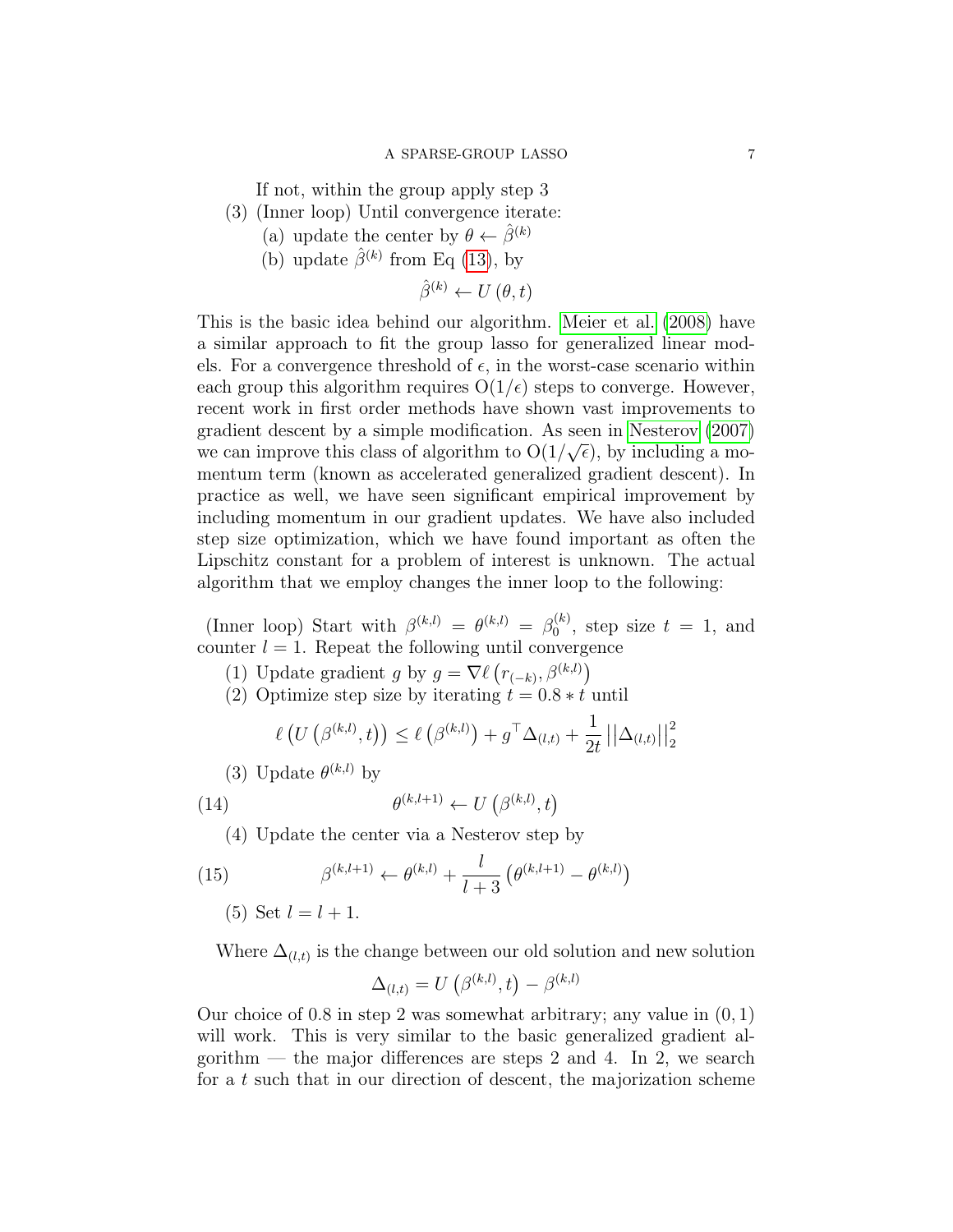If not, within the group apply step 3

(3) (Inner loop) Until convergence iterate:
  (a) update the center by $\theta \leftarrow \hat{\beta}^{(k)}$
  (b) update $\hat{\beta}^{(k)}$ from Eq (13), by

$$\hat{\beta}^{(k)} \leftarrow U(\theta, t)$$

This is the basic idea behind our algorithm. Meier et al. (2008) have a similar approach to fit the group lasso for generalized linear models. For a convergence threshold of $\epsilon$, in the worst-case scenario within each group this algorithm requires $\mathrm{O}(1/\epsilon)$ steps to converge. However, recent work in first order methods have shown vast improvements to gradient descent by a simple modification. As seen in Nesterov (2007) we can improve this class of algorithm to $\mathrm{O}(1/\sqrt{\epsilon})$, by including a momentum term (known as accelerated generalized gradient descent). In practice as well, we have seen significant empirical improvement by including momentum in our gradient updates. We have also included step size optimization, which we have found important as often the Lipschitz constant for a problem of interest is unknown. The actual algorithm that we employ changes the inner loop to the following:

(Inner loop) Start with $\beta^{(k,l)} = \theta^{(k,l)} = \beta_0^{(k)}$, step size $t = 1$, and counter $l = 1$. Repeat the following until convergence

(1) Update gradient $g$ by $g = \nabla \ell\left(r_{(-k)}, \beta^{(k,l)}\right)$

(2) Optimize step size by iterating $t = 0.8 * t$ until

$$\ell\left(U\left(\beta^{(k,l)}, t\right)\right) \leq \ell\left(\beta^{(k,l)}\right) + g^\top \Delta_{(l,t)} + \frac{1}{2t}\left|\left|\Delta_{(l,t)}\right|\right|_2^2$$

(3) Update $\theta^{(k,l)}$ by

$$\theta^{(k,l+1)} \leftarrow U\left(\beta^{(k,l)}, t\right) \tag{14}$$

(4) Update the center via a Nesterov step by

$$\beta^{(k,l+1)} \leftarrow \theta^{(k,l)} + \frac{l}{l+3}\left(\theta^{(k,l+1)} - \theta^{(k,l)}\right) \tag{15}$$

(5) Set $l = l + 1$.

Where $\Delta_{(l,t)}$ is the change between our old solution and new solution

$$\Delta_{(l,t)} = U\left(\beta^{(k,l)}, t\right) - \beta^{(k,l)}$$

Our choice of 0.8 in step 2 was somewhat arbitrary; any value in $(0, 1)$ will work. This is very similar to the basic generalized gradient algorithm — the major differences are steps 2 and 4. In 2, we search for a $t$ such that in our direction of descent, the majorization scheme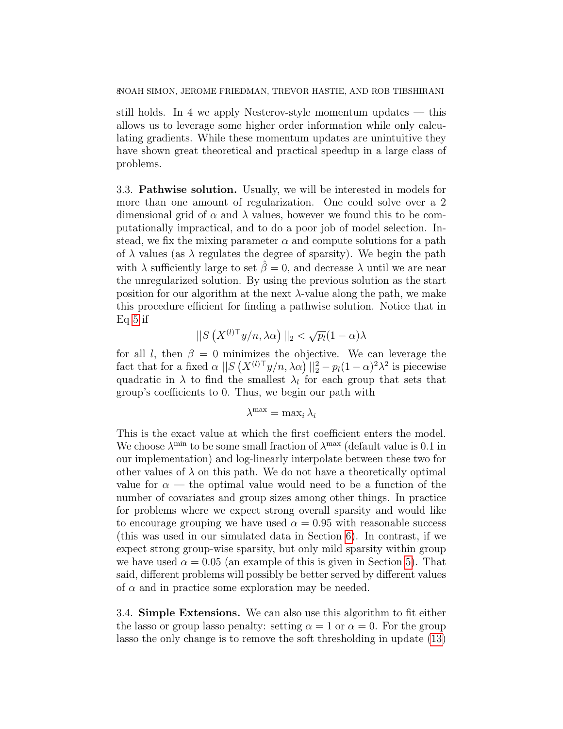still holds. In 4 we apply Nesterov-style momentum updates — this allows us to leverage some higher order information while only calculating gradients. While these momentum updates are unintuitive they have shown great theoretical and practical speedup in a large class of problems.

3.3. **Pathwise solution.** Usually, we will be interested in models for more than one amount of regularization. One could solve over a 2 dimensional grid of $\alpha$ and $\lambda$ values, however we found this to be computationally impractical, and to do a poor job of model selection. Instead, we fix the mixing parameter $\alpha$ and compute solutions for a path of $\lambda$ values (as $\lambda$ regulates the degree of sparsity). We begin the path with $\lambda$ sufficiently large to set $\hat{\beta} = 0$, and decrease $\lambda$ until we are near the unregularized solution. By using the previous solution as the start position for our algorithm at the next $\lambda$-value along the path, we make this procedure efficient for finding a pathwise solution. Notice that in Eq 5 if

$$||S\left(X^{(l)\top}y/n, \lambda\alpha\right)||_2 < \sqrt{p_l}(1-\alpha)\lambda$$

for all $l$, then $\beta = 0$ minimizes the objective. We can leverage the fact that for a fixed $\alpha$ $||S\left(X^{(l)\top}y/n, \lambda\alpha\right)||_2^2 - p_l(1-\alpha)^2\lambda^2$ is piecewise quadratic in $\lambda$ to find the smallest $\lambda_l$ for each group that sets that group's coefficients to 0. Thus, we begin our path with

$$\lambda^{\max} = \max_i \lambda_i$$

This is the exact value at which the first coefficient enters the model. We choose $\lambda^{\min}$ to be some small fraction of $\lambda^{\max}$ (default value is 0.1 in our implementation) and log-linearly interpolate between these two for other values of $\lambda$ on this path. We do not have a theoretically optimal value for $\alpha$ — the optimal value would need to be a function of the number of covariates and group sizes among other things. In practice for problems where we expect strong overall sparsity and would like to encourage grouping we have used $\alpha = 0.95$ with reasonable success (this was used in our simulated data in Section 6). In contrast, if we expect strong group-wise sparsity, but only mild sparsity within group we have used $\alpha = 0.05$ (an example of this is given in Section 5). That said, different problems will possibly be better served by different values of $\alpha$ and in practice some exploration may be needed.

3.4. **Simple Extensions.** We can also use this algorithm to fit either the lasso or group lasso penalty: setting $\alpha = 1$ or $\alpha = 0$. For the group lasso the only change is to remove the soft thresholding in update (13)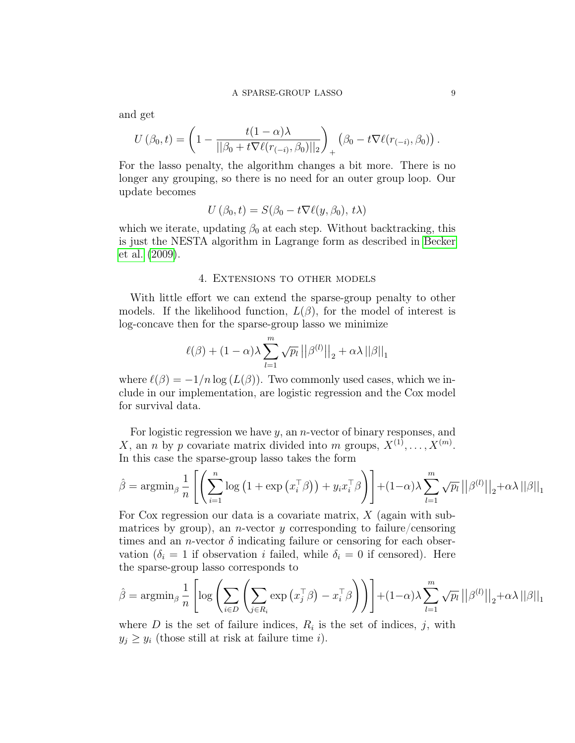and get

$$U(\beta_0, t) = \left(1 - \frac{t(1-\alpha)\lambda}{||\beta_0 + t\nabla\ell(r_{(-i)}, \beta_0)||_2}\right)_+ \left(\beta_0 - t\nabla\ell(r_{(-i)}, \beta_0)\right).$$

For the lasso penalty, the algorithm changes a bit more. There is no longer any grouping, so there is no need for an outer group loop. Our update becomes

$$U(\beta_0, t) = S(\beta_0 - t\nabla\ell(y, \beta_0),\, t\lambda)$$

which we iterate, updating $\beta_0$ at each step. Without backtracking, this is just the NESTA algorithm in Lagrange form as described in Becker et al. (2009).

## 4. Extensions to other models

With little effort we can extend the sparse-group penalty to other models. If the likelihood function, $L(\beta)$, for the model of interest is log-concave then for the sparse-group lasso we minimize

$$\ell(\beta) + (1-\alpha)\lambda \sum_{l=1}^{m} \sqrt{p_l} \left|\left|\beta^{(l)}\right|\right|_2 + \alpha\lambda \left|\left|\beta\right|\right|_1$$

where $\ell(\beta) = -1/n \log(L(\beta))$. Two commonly used cases, which we include in our implementation, are logistic regression and the Cox model for survival data.

For logistic regression we have $y$, an $n$-vector of binary responses, and $X$, an $n$ by $p$ covariate matrix divided into $m$ groups, $X^{(1)}, \ldots, X^{(m)}$. In this case the sparse-group lasso takes the form

$$\hat{\beta} = \operatorname{argmin}_\beta \frac{1}{n}\left[\left(\sum_{i=1}^{n} \log\left(1 + \exp\left(x_i^\top \beta\right)\right) + y_i x_i^\top \beta\right)\right] + (1-\alpha)\lambda \sum_{l=1}^{m} \sqrt{p_l} \left|\left|\beta^{(l)}\right|\right|_2 + \alpha\lambda \left|\left|\beta\right|\right|_1$$

For Cox regression our data is a covariate matrix, $X$ (again with submatrices by group), an $n$-vector $y$ corresponding to failure/censoring times and an $n$-vector $\delta$ indicating failure or censoring for each observation ($\delta_i = 1$ if observation $i$ failed, while $\delta_i = 0$ if censored). Here the sparse-group lasso corresponds to

$$\hat{\beta} = \operatorname{argmin}_\beta \frac{1}{n}\left[\log\left(\sum_{i \in D}\left(\sum_{j \in R_i} \exp\left(x_j^\top \beta\right) - x_i^\top \beta\right)\right)\right] + (1-\alpha)\lambda \sum_{l=1}^{m} \sqrt{p_l} \left|\left|\beta^{(l)}\right|\right|_2 + \alpha\lambda \left|\left|\beta\right|\right|_1$$

where $D$ is the set of failure indices, $R_i$ is the set of indices, $j$, with $y_j \geq y_i$ (those still at risk at failure time $i$).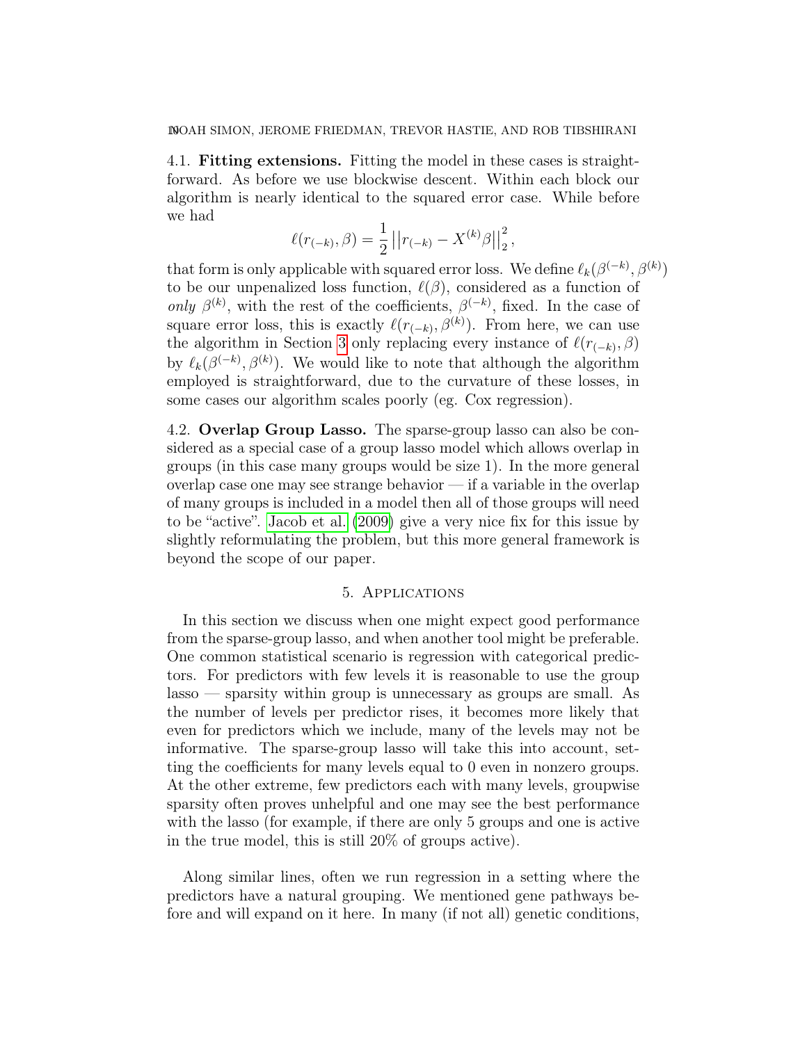4.1. **Fitting extensions.** Fitting the model in these cases is straightforward. As before we use blockwise descent. Within each block our algorithm is nearly identical to the squared error case. While before we had

$$\ell(r_{(-k)}, \beta) = \frac{1}{2} \left|\left| r_{(-k)} - X^{(k)}\beta \right|\right|_2^2,$$

that form is only applicable with squared error loss. We define $\ell_k(\beta^{(-k)}, \beta^{(k)})$ to be our unpenalized loss function, $\ell(\beta)$, considered as a function of *only* $\beta^{(k)}$, with the rest of the coefficients, $\beta^{(-k)}$, fixed. In the case of square error loss, this is exactly $\ell(r_{(-k)}, \beta^{(k)})$. From here, we can use the algorithm in Section 3 only replacing every instance of $\ell(r_{(-k)}, \beta)$ by $\ell_k(\beta^{(-k)}, \beta^{(k)})$. We would like to note that although the algorithm employed is straightforward, due to the curvature of these losses, in some cases our algorithm scales poorly (eg. Cox regression).

4.2. **Overlap Group Lasso.** The sparse-group lasso can also be considered as a special case of a group lasso model which allows overlap in groups (in this case many groups would be size 1). In the more general overlap case one may see strange behavior — if a variable in the overlap of many groups is included in a model then all of those groups will need to be "active". Jacob et al. (2009) give a very nice fix for this issue by slightly reformulating the problem, but this more general framework is beyond the scope of our paper.

## 5. Applications

In this section we discuss when one might expect good performance from the sparse-group lasso, and when another tool might be preferable. One common statistical scenario is regression with categorical predictors. For predictors with few levels it is reasonable to use the group lasso — sparsity within group is unnecessary as groups are small. As the number of levels per predictor rises, it becomes more likely that even for predictors which we include, many of the levels may not be informative. The sparse-group lasso will take this into account, setting the coefficients for many levels equal to 0 even in nonzero groups. At the other extreme, few predictors each with many levels, groupwise sparsity often proves unhelpful and one may see the best performance with the lasso (for example, if there are only 5 groups and one is active in the true model, this is still 20% of groups active).

Along similar lines, often we run regression in a setting where the predictors have a natural grouping. We mentioned gene pathways before and will expand on it here. In many (if not all) genetic conditions,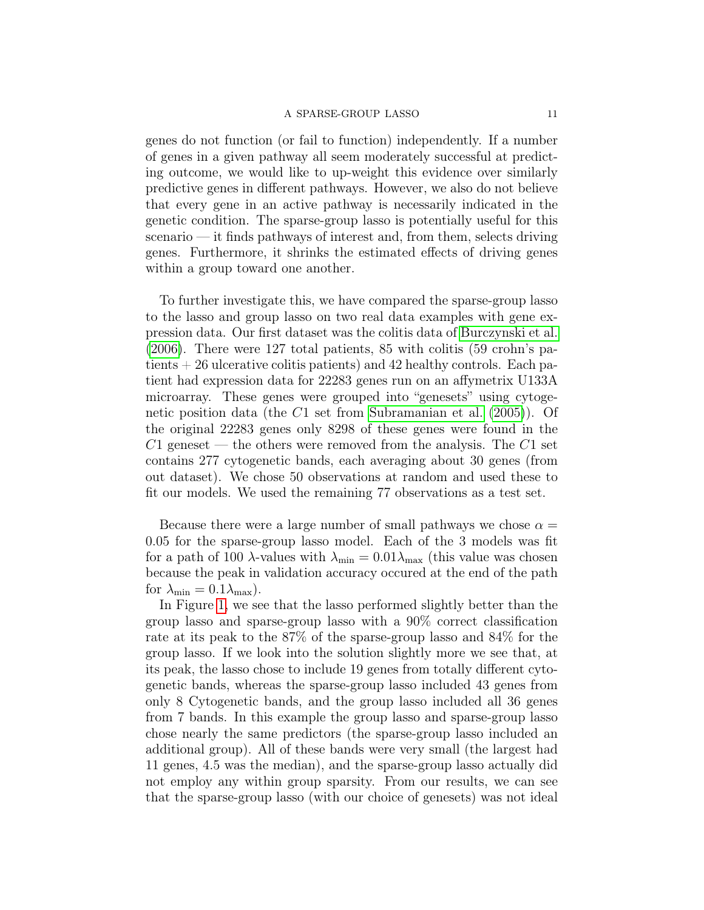genes do not function (or fail to function) independently. If a number of genes in a given pathway all seem moderately successful at predicting outcome, we would like to up-weight this evidence over similarly predictive genes in different pathways. However, we also do not believe that every gene in an active pathway is necessarily indicated in the genetic condition. The sparse-group lasso is potentially useful for this scenario — it finds pathways of interest and, from them, selects driving genes. Furthermore, it shrinks the estimated effects of driving genes within a group toward one another.

To further investigate this, we have compared the sparse-group lasso to the lasso and group lasso on two real data examples with gene expression data. Our first dataset was the colitis data of Burczynski et al. (2006). There were 127 total patients, 85 with colitis (59 crohn's patients + 26 ulcerative colitis patients) and 42 healthy controls. Each patient had expression data for 22283 genes run on an affymetrix U133A microarray. These genes were grouped into "genesets" using cytogenetic position data (the $C1$ set from Subramanian et al. (2005)). Of the original 22283 genes only 8298 of these genes were found in the $C1$ geneset — the others were removed from the analysis. The $C1$ set contains 277 cytogenetic bands, each averaging about 30 genes (from out dataset). We chose 50 observations at random and used these to fit our models. We used the remaining 77 observations as a test set.

Because there were a large number of small pathways we chose $\alpha = 0.05$ for the sparse-group lasso model. Each of the 3 models was fit for a path of 100 $\lambda$-values with $\lambda_{\min} = 0.01\lambda_{\max}$ (this value was chosen because the peak in validation accuracy occured at the end of the path for $\lambda_{\min} = 0.1\lambda_{\max}$).

In Figure 1, we see that the lasso performed slightly better than the group lasso and sparse-group lasso with a 90% correct classification rate at its peak to the 87% of the sparse-group lasso and 84% for the group lasso. If we look into the solution slightly more we see that, at its peak, the lasso chose to include 19 genes from totally different cytogenetic bands, whereas the sparse-group lasso included 43 genes from only 8 Cytogenetic bands, and the group lasso included all 36 genes from 7 bands. In this example the group lasso and sparse-group lasso chose nearly the same predictors (the sparse-group lasso included an additional group). All of these bands were very small (the largest had 11 genes, 4.5 was the median), and the sparse-group lasso actually did not employ any within group sparsity. From our results, we can see that the sparse-group lasso (with our choice of genesets) was not ideal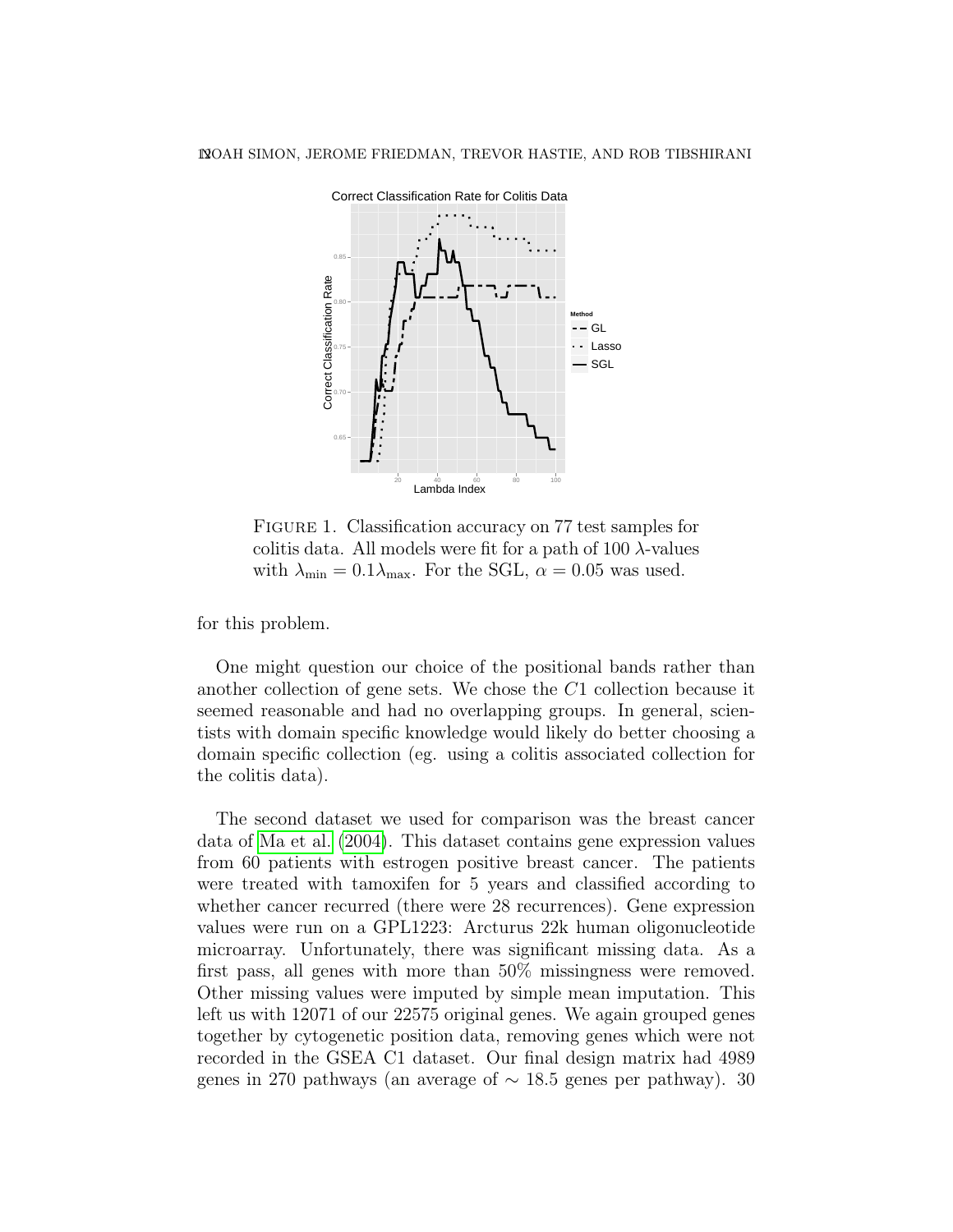FIGURE 1. Classification accuracy on 77 test samples for colitis data. All models were fit for a path of 100 $\lambda$-values with $\lambda_{\min} = 0.1\lambda_{\max}$. For the SGL, $\alpha = 0.05$ was used.

for this problem.

One might question our choice of the positional bands rather than another collection of gene sets. We chose the $C1$ collection because it seemed reasonable and had no overlapping groups. In general, scientists with domain specific knowledge would likely do better choosing a domain specific collection (eg. using a colitis associated collection for the colitis data).

The second dataset we used for comparison was the breast cancer data of Ma et al. (2004). This dataset contains gene expression values from 60 patients with estrogen positive breast cancer. The patients were treated with tamoxifen for 5 years and classified according to whether cancer recurred (there were 28 recurrences). Gene expression values were run on a GPL1223: Arcturus 22k human oligonucleotide microarray. Unfortunately, there was significant missing data. As a first pass, all genes with more than 50% missingness were removed. Other missing values were imputed by simple mean imputation. This left us with 12071 of our 22575 original genes. We again grouped genes together by cytogenetic position data, removing genes which were not recorded in the GSEA C1 dataset. Our final design matrix had 4989 genes in 270 pathways (an average of $\sim$ 18.5 genes per pathway). 30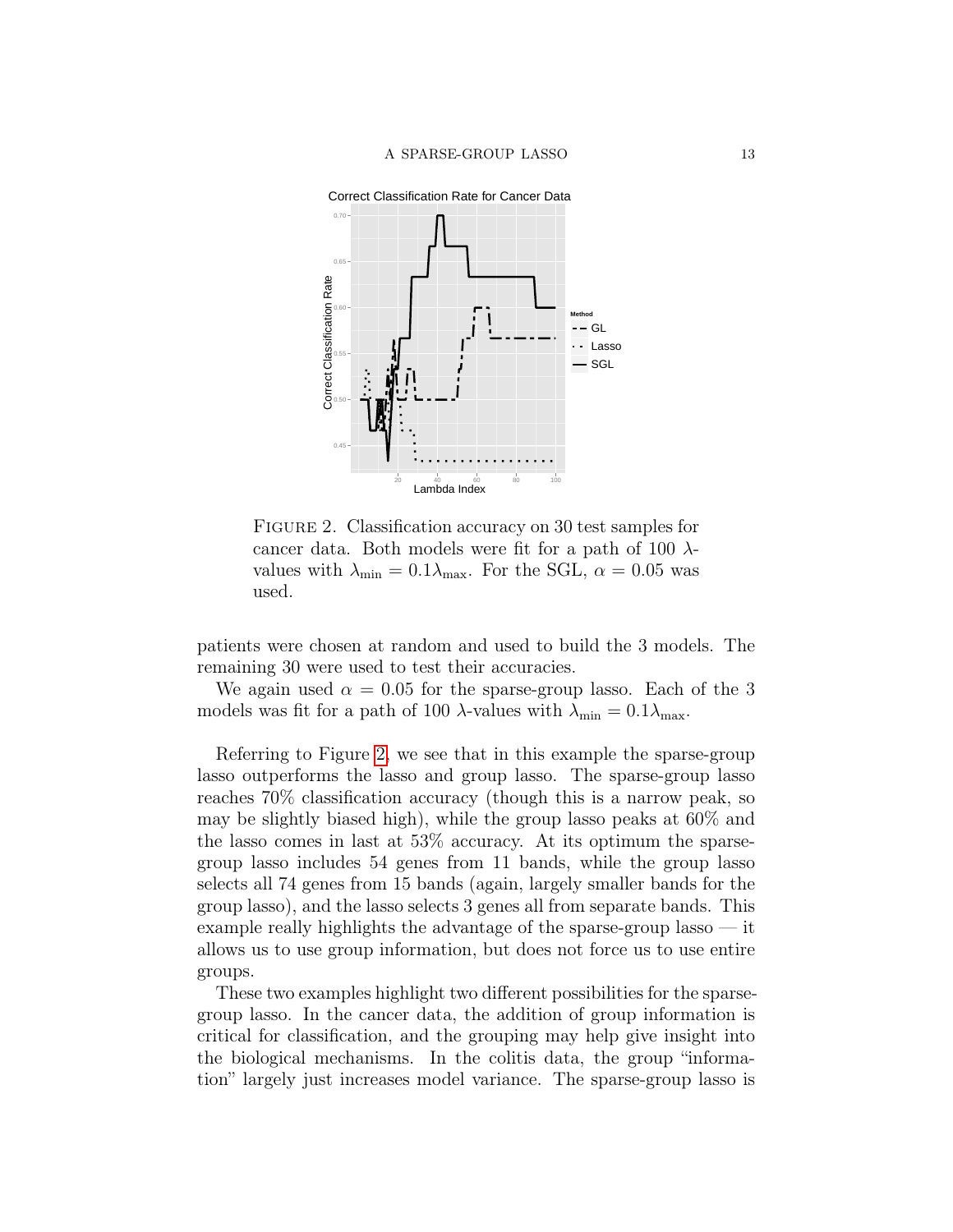FIGURE 2. Classification accuracy on 30 test samples for cancer data. Both models were fit for a path of 100 $\lambda$-values with $\lambda_{\min} = 0.1\lambda_{\max}$. For the SGL, $\alpha = 0.05$ was used.

patients were chosen at random and used to build the 3 models. The remaining 30 were used to test their accuracies.

We again used $\alpha = 0.05$ for the sparse-group lasso. Each of the 3 models was fit for a path of 100 $\lambda$-values with $\lambda_{\min} = 0.1\lambda_{\max}$.

Referring to Figure 2, we see that in this example the sparse-group lasso outperforms the lasso and group lasso. The sparse-group lasso reaches 70% classification accuracy (though this is a narrow peak, so may be slightly biased high), while the group lasso peaks at 60% and the lasso comes in last at 53% accuracy. At its optimum the sparse-group lasso includes 54 genes from 11 bands, while the group lasso selects all 74 genes from 15 bands (again, largely smaller bands for the group lasso), and the lasso selects 3 genes all from separate bands. This example really highlights the advantage of the sparse-group lasso — it allows us to use group information, but does not force us to use entire groups.

These two examples highlight two different possibilities for the sparse-group lasso. In the cancer data, the addition of group information is critical for classification, and the grouping may help give insight into the biological mechanisms. In the colitis data, the group "information" largely just increases model variance. The sparse-group lasso is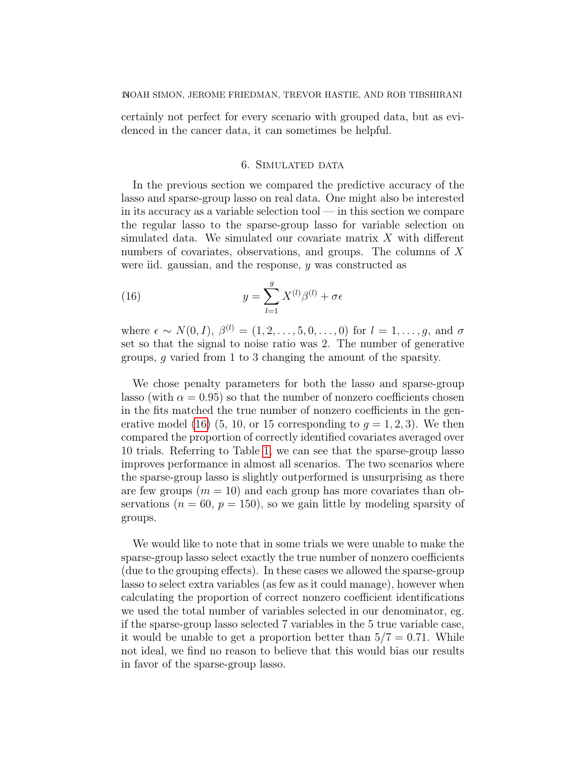certainly not perfect for every scenario with grouped data, but as evidenced in the cancer data, it can sometimes be helpful.

## 6. Simulated data

In the previous section we compared the predictive accuracy of the lasso and sparse-group lasso on real data. One might also be interested in its accuracy as a variable selection tool — in this section we compare the regular lasso to the sparse-group lasso for variable selection on simulated data. We simulated our covariate matrix $X$ with different numbers of covariates, observations, and groups. The columns of $X$ were iid. gaussian, and the response, $y$ was constructed as

$$y = \sum_{l=1}^{g} X^{(l)}\beta^{(l)} + \sigma\epsilon \tag{16}$$

where $\epsilon \sim N(0, I)$, $\beta^{(l)} = (1, 2, \ldots, 5, 0, \ldots, 0)$ for $l = 1, \ldots, g$, and $\sigma$ set so that the signal to noise ratio was 2. The number of generative groups, $g$ varied from 1 to 3 changing the amount of the sparsity.

We chose penalty parameters for both the lasso and sparse-group lasso (with $\alpha = 0.95$) so that the number of nonzero coefficients chosen in the fits matched the true number of nonzero coefficients in the generative model (16) (5, 10, or 15 corresponding to $g = 1, 2, 3$). We then compared the proportion of correctly identified covariates averaged over 10 trials. Referring to Table 1, we can see that the sparse-group lasso improves performance in almost all scenarios. The two scenarios where the sparse-group lasso is slightly outperformed is unsurprising as there are few groups ($m = 10$) and each group has more covariates than observations ($n = 60$, $p = 150$), so we gain little by modeling sparsity of groups.

We would like to note that in some trials we were unable to make the sparse-group lasso select exactly the true number of nonzero coefficients (due to the grouping effects). In these cases we allowed the sparse-group lasso to select extra variables (as few as it could manage), however when calculating the proportion of correct nonzero coefficient identifications we used the total number of variables selected in our denominator, eg. if the sparse-group lasso selected 7 variables in the 5 true variable case, it would be unable to get a proportion better than $5/7 = 0.71$. While not ideal, we find no reason to believe that this would bias our results in favor of the sparse-group lasso.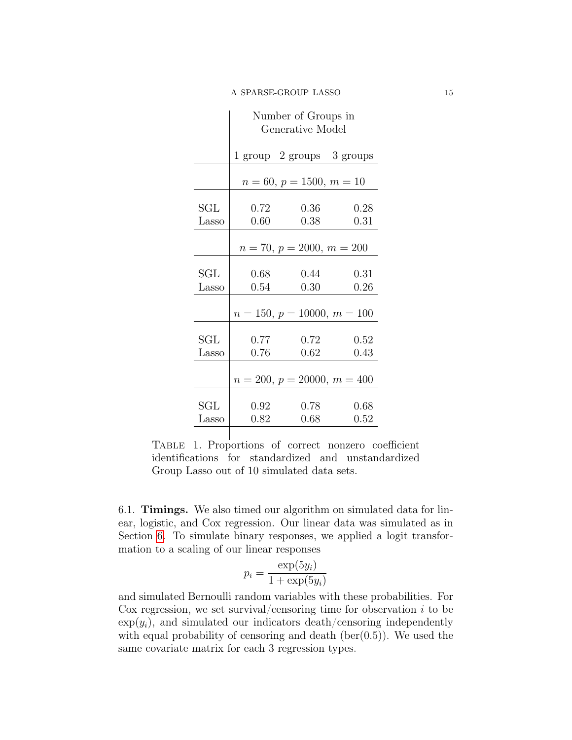| | Number of Groups in Generative Model | | |
|---|---|---|---|
| | 1 group | 2 groups | 3 groups |
| | $n = 60$, $p = 1500$, $m = 10$ | | |
| SGL | 0.72 | 0.36 | 0.28 |
| Lasso | 0.60 | 0.38 | 0.31 |
| | $n = 70$, $p = 2000$, $m = 200$ | | |
| SGL | 0.68 | 0.44 | 0.31 |
| Lasso | 0.54 | 0.30 | 0.26 |
| | $n = 150$, $p = 10000$, $m = 100$ | | |
| SGL | 0.77 | 0.72 | 0.52 |
| Lasso | 0.76 | 0.62 | 0.43 |
| | $n = 200$, $p = 20000$, $m = 400$ | | |
| SGL | 0.92 | 0.78 | 0.68 |
| Lasso | 0.82 | 0.68 | 0.52 |

TABLE 1. Proportions of correct nonzero coefficient identifications for standardized and unstandardized Group Lasso out of 10 simulated data sets.

6.1. **Timings.** We also timed our algorithm on simulated data for linear, logistic, and Cox regression. Our linear data was simulated as in Section 6. To simulate binary responses, we applied a logit transformation to a scaling of our linear responses

$$p_i = \frac{\exp(5y_i)}{1 + \exp(5y_i)}$$

and simulated Bernoulli random variables with these probabilities. For Cox regression, we set survival/censoring time for observation $i$ to be $\exp(y_i)$, and simulated our indicators death/censoring independently with equal probability of censoring and death (ber(0.5)). We used the same covariate matrix for each 3 regression types.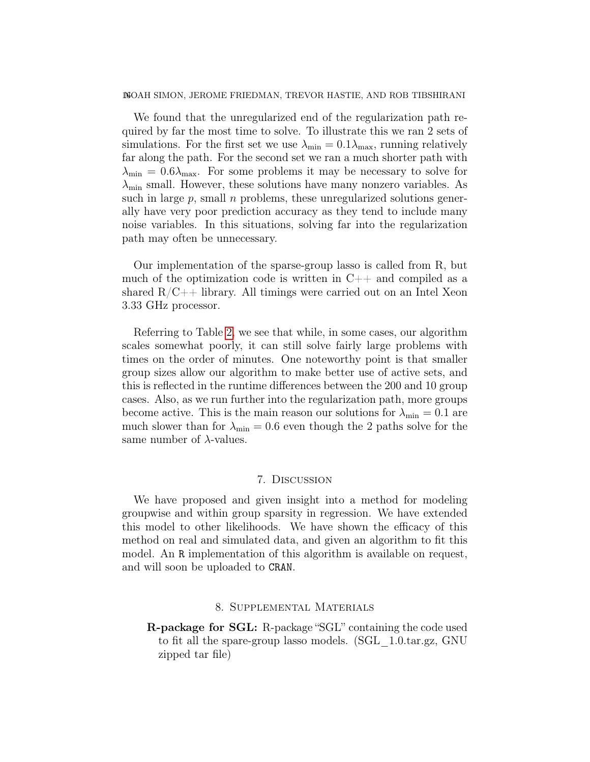We found that the unregularized end of the regularization path required by far the most time to solve. To illustrate this we ran 2 sets of simulations. For the first set we use $\lambda_{\min} = 0.1\lambda_{\max}$, running relatively far along the path. For the second set we ran a much shorter path with $\lambda_{\min} = 0.6\lambda_{\max}$. For some problems it may be necessary to solve for $\lambda_{\min}$ small. However, these solutions have many nonzero variables. As such in large $p$, small $n$ problems, these unregularized solutions generally have very poor prediction accuracy as they tend to include many noise variables. In this situations, solving far into the regularization path may often be unnecessary.

Our implementation of the sparse-group lasso is called from R, but much of the optimization code is written in C++ and compiled as a shared R/C++ library. All timings were carried out on an Intel Xeon 3.33 GHz processor.

Referring to Table 2, we see that while, in some cases, our algorithm scales somewhat poorly, it can still solve fairly large problems with times on the order of minutes. One noteworthy point is that smaller group sizes allow our algorithm to make better use of active sets, and this is reflected in the runtime differences between the 200 and 10 group cases. Also, as we run further into the regularization path, more groups become active. This is the main reason our solutions for $\lambda_{\min} = 0.1$ are much slower than for $\lambda_{\min} = 0.6$ even though the 2 paths solve for the same number of $\lambda$-values.

## 7. Discussion

We have proposed and given insight into a method for modeling groupwise and within group sparsity in regression. We have extended this model to other likelihoods. We have shown the efficacy of this method on real and simulated data, and given an algorithm to fit this model. An `R` implementation of this algorithm is available on request, and will soon be uploaded to `CRAN`.

## 8. Supplemental Materials

**R-package for SGL:** R-package "SGL" containing the code used to fit all the spare-group lasso models. (SGL_1.0.tar.gz, GNU zipped tar file)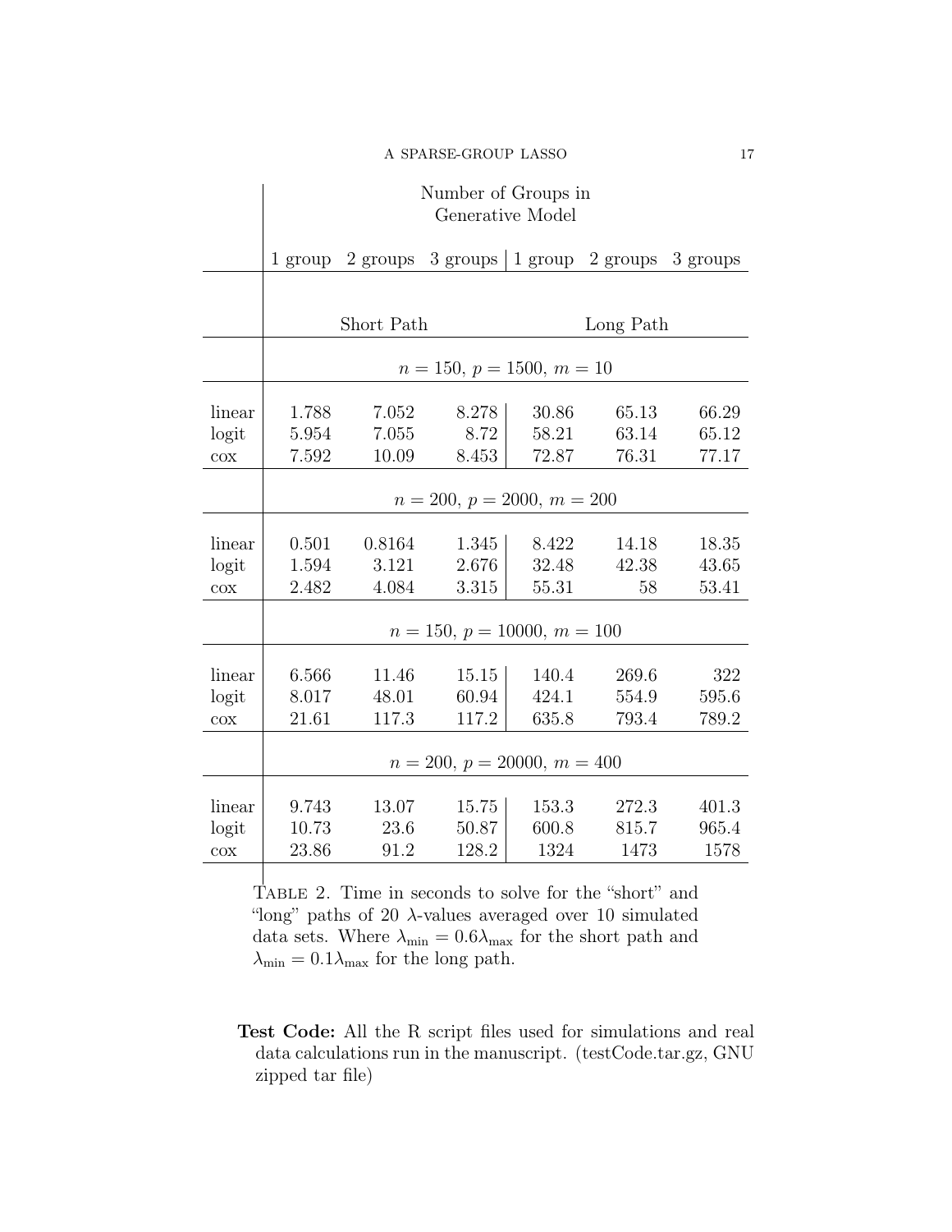| | Number of Groups in Generative Model | | | | | |
|---|---|---|---|---|---|---|
| | 1 group | 2 groups | 3 groups | 1 group | 2 groups | 3 groups |
| | Short Path | | | Long Path | | |
| | $n = 150$, $p = 1500$, $m = 10$ | | | | | |
| linear | 1.788 | 7.052 | 8.278 | 30.86 | 65.13 | 66.29 |
| logit | 5.954 | 7.055 | 8.72 | 58.21 | 63.14 | 65.12 |
| cox | 7.592 | 10.09 | 8.453 | 72.87 | 76.31 | 77.17 |
| | $n = 200$, $p = 2000$, $m = 200$ | | | | | |
| linear | 0.501 | 0.8164 | 1.345 | 8.422 | 14.18 | 18.35 |
| logit | 1.594 | 3.121 | 2.676 | 32.48 | 42.38 | 43.65 |
| cox | 2.482 | 4.084 | 3.315 | 55.31 | 58 | 53.41 |
| | $n = 150$, $p = 10000$, $m = 100$ | | | | | |
| linear | 6.566 | 11.46 | 15.15 | 140.4 | 269.6 | 322 |
| logit | 8.017 | 48.01 | 60.94 | 424.1 | 554.9 | 595.6 |
| cox | 21.61 | 117.3 | 117.2 | 635.8 | 793.4 | 789.2 |
| | $n = 200$, $p = 20000$, $m = 400$ | | | | | |
| linear | 9.743 | 13.07 | 15.75 | 153.3 | 272.3 | 401.3 |
| logit | 10.73 | 23.6 | 50.87 | 600.8 | 815.7 | 965.4 |
| cox | 23.86 | 91.2 | 128.2 | 1324 | 1473 | 1578 |

TABLE 2. Time in seconds to solve for the "short" and "long" paths of 20 $\lambda$-values averaged over 10 simulated data sets. Where $\lambda_{\min} = 0.6\lambda_{\max}$ for the short path and $\lambda_{\min} = 0.1\lambda_{\max}$ for the long path.

**Test Code:** All the R script files used for simulations and real data calculations run in the manuscript. (testCode.tar.gz, GNU zipped tar file)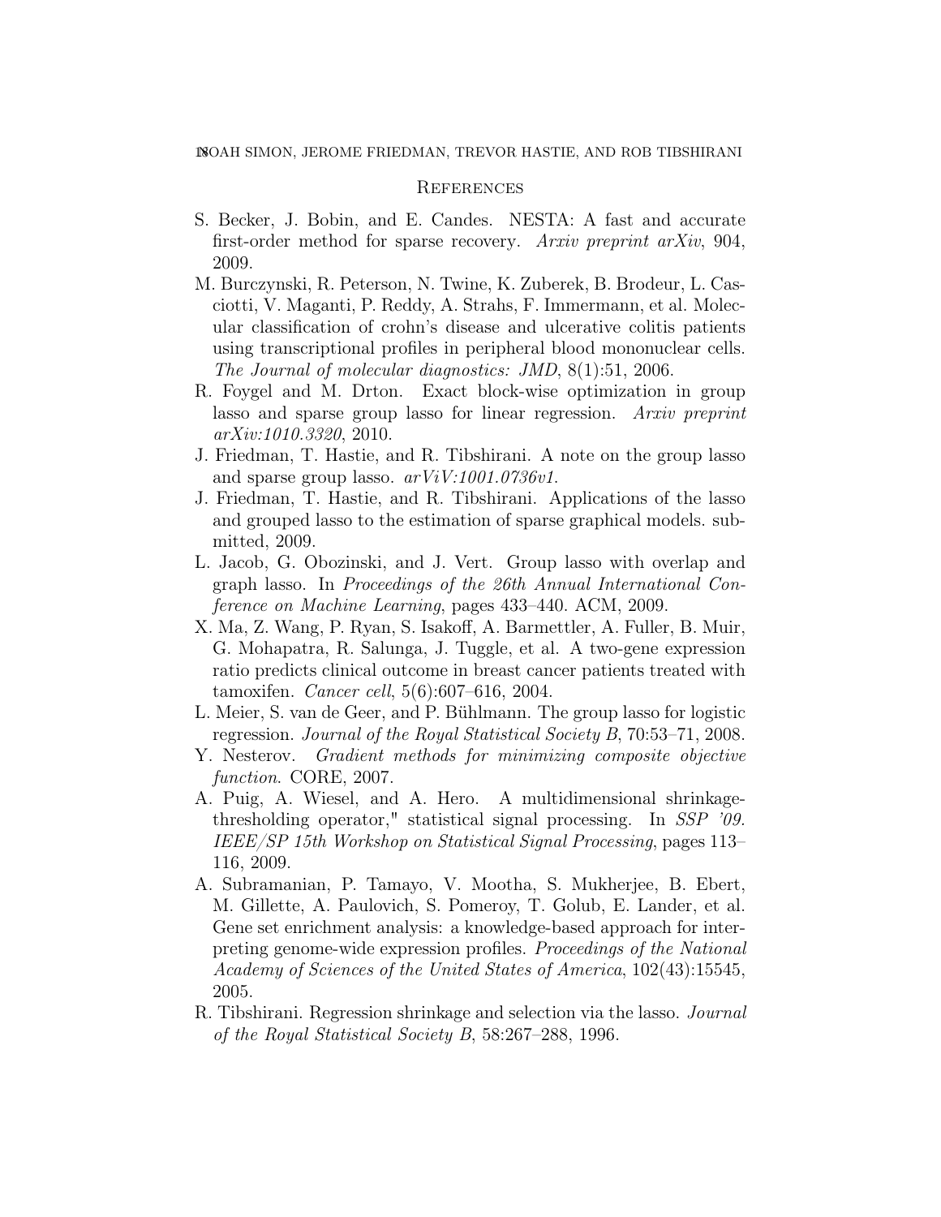## References

S. Becker, J. Bobin, and E. Candes. NESTA: A fast and accurate first-order method for sparse recovery. *Arxiv preprint arXiv*, 904, 2009.

M. Burczynski, R. Peterson, N. Twine, K. Zuberek, B. Brodeur, L. Casciotti, V. Maganti, P. Reddy, A. Strahs, F. Immermann, et al. Molecular classification of crohn's disease and ulcerative colitis patients using transcriptional profiles in peripheral blood mononuclear cells. *The Journal of molecular diagnostics: JMD*, 8(1):51, 2006.

R. Foygel and M. Drton. Exact block-wise optimization in group lasso and sparse group lasso for linear regression. *Arxiv preprint arXiv:1010.3320*, 2010.

J. Friedman, T. Hastie, and R. Tibshirani. A note on the group lasso and sparse group lasso. *arViV:1001.0736v1*.

J. Friedman, T. Hastie, and R. Tibshirani. Applications of the lasso and grouped lasso to the estimation of sparse graphical models. submitted, 2009.

L. Jacob, G. Obozinski, and J. Vert. Group lasso with overlap and graph lasso. In *Proceedings of the 26th Annual International Conference on Machine Learning*, pages 433–440. ACM, 2009.

X. Ma, Z. Wang, P. Ryan, S. Isakoff, A. Barmettler, A. Fuller, B. Muir, G. Mohapatra, R. Salunga, J. Tuggle, et al. A two-gene expression ratio predicts clinical outcome in breast cancer patients treated with tamoxifen. *Cancer cell*, 5(6):607–616, 2004.

L. Meier, S. van de Geer, and P. Bühlmann. The group lasso for logistic regression. *Journal of the Royal Statistical Society B*, 70:53–71, 2008.

Y. Nesterov. *Gradient methods for minimizing composite objective function*. CORE, 2007.

A. Puig, A. Wiesel, and A. Hero. A multidimensional shrinkage-thresholding operator," statistical signal processing. In *SSP '09. IEEE/SP 15th Workshop on Statistical Signal Processing*, pages 113–116, 2009.

A. Subramanian, P. Tamayo, V. Mootha, S. Mukherjee, B. Ebert, M. Gillette, A. Paulovich, S. Pomeroy, T. Golub, E. Lander, et al. Gene set enrichment analysis: a knowledge-based approach for interpreting genome-wide expression profiles. *Proceedings of the National Academy of Sciences of the United States of America*, 102(43):15545, 2005.

R. Tibshirani. Regression shrinkage and selection via the lasso. *Journal of the Royal Statistical Society B*, 58:267–288, 1996.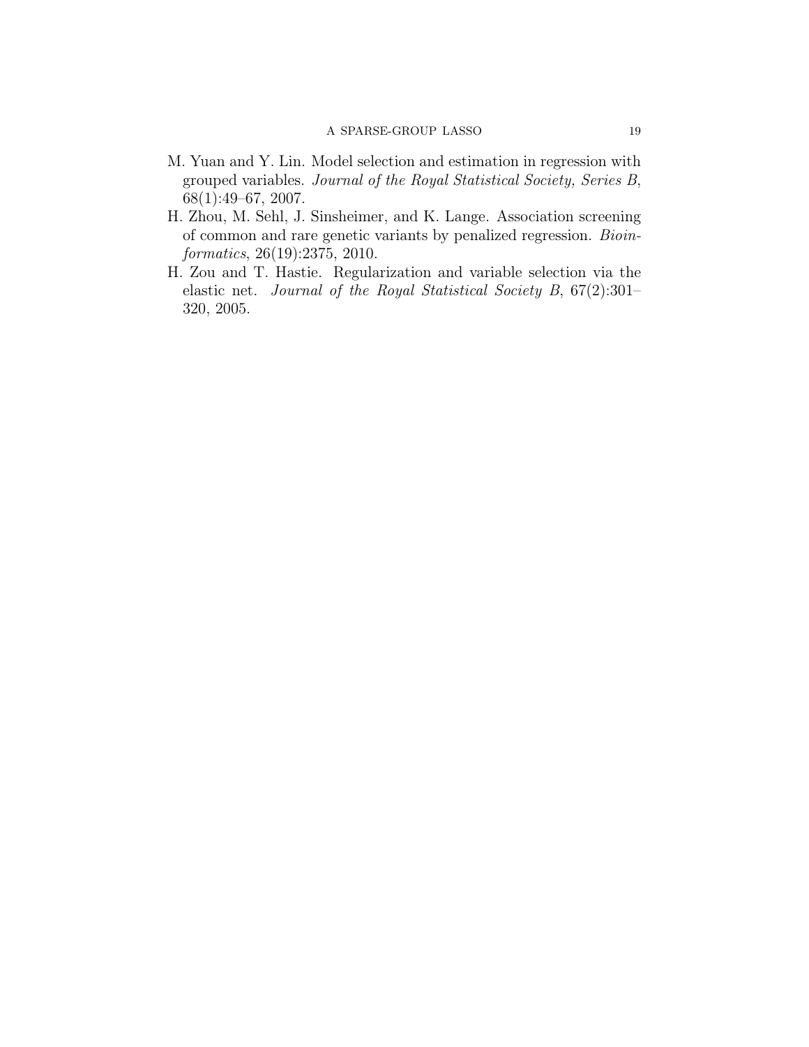M. Yuan and Y. Lin. Model selection and estimation in regression with grouped variables. *Journal of the Royal Statistical Society, Series B*, 68(1):49–67, 2007.

H. Zhou, M. Sehl, J. Sinsheimer, and K. Lange. Association screening of common and rare genetic variants by penalized regression. *Bioinformatics*, 26(19):2375, 2010.

H. Zou and T. Hastie. Regularization and variable selection via the elastic net. *Journal of the Royal Statistical Society B*, 67(2):301–320, 2005.